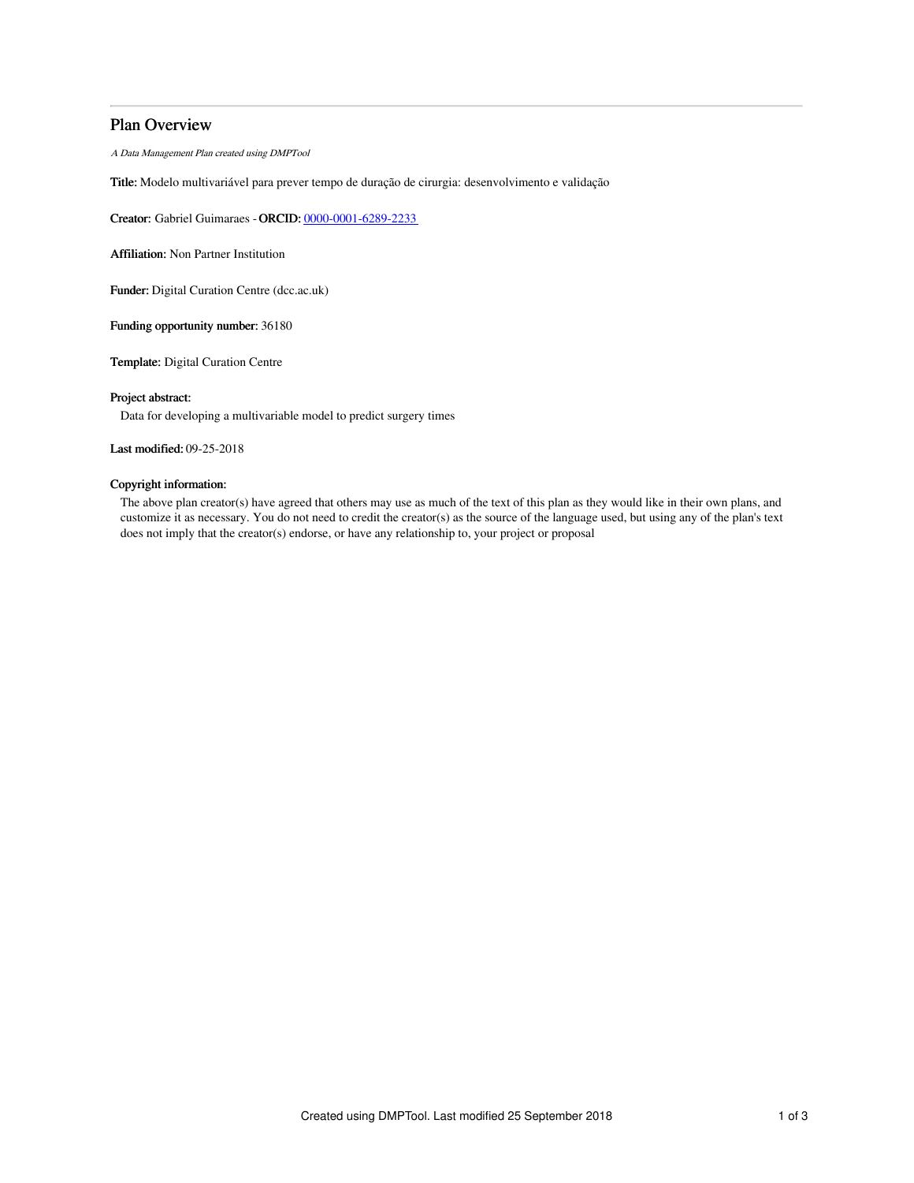# Plan Overview

*A Data Management Plan created using DMPTool*

**Title:** Modelo multivariável para prever tempo de duração de cirurgia: desenvolvimento e validação

**Creator:** Gabriel Guimaraes - **ORCID:** 0000-0001-6289-2233

**Affiliation:** Non Partner Institution

**Funder:** Digital Curation Centre (dcc.ac.uk)

**Funding opportunity number:** 36180

**Template:** Digital Curation Centre

**Project abstract:**

Data for developing a multivariable model to predict surgery times

**Last modified:** 09-25-2018

**Copyright information:**

The above plan creator(s) have agreed that others may use as much of the text of this plan as they would like in their own plans, and customize it as necessary. You do not need to credit the creator(s) as the source of the language used, but using any of the plan's text does not imply that the creator(s) endorse, or have any relationship to, your project or proposal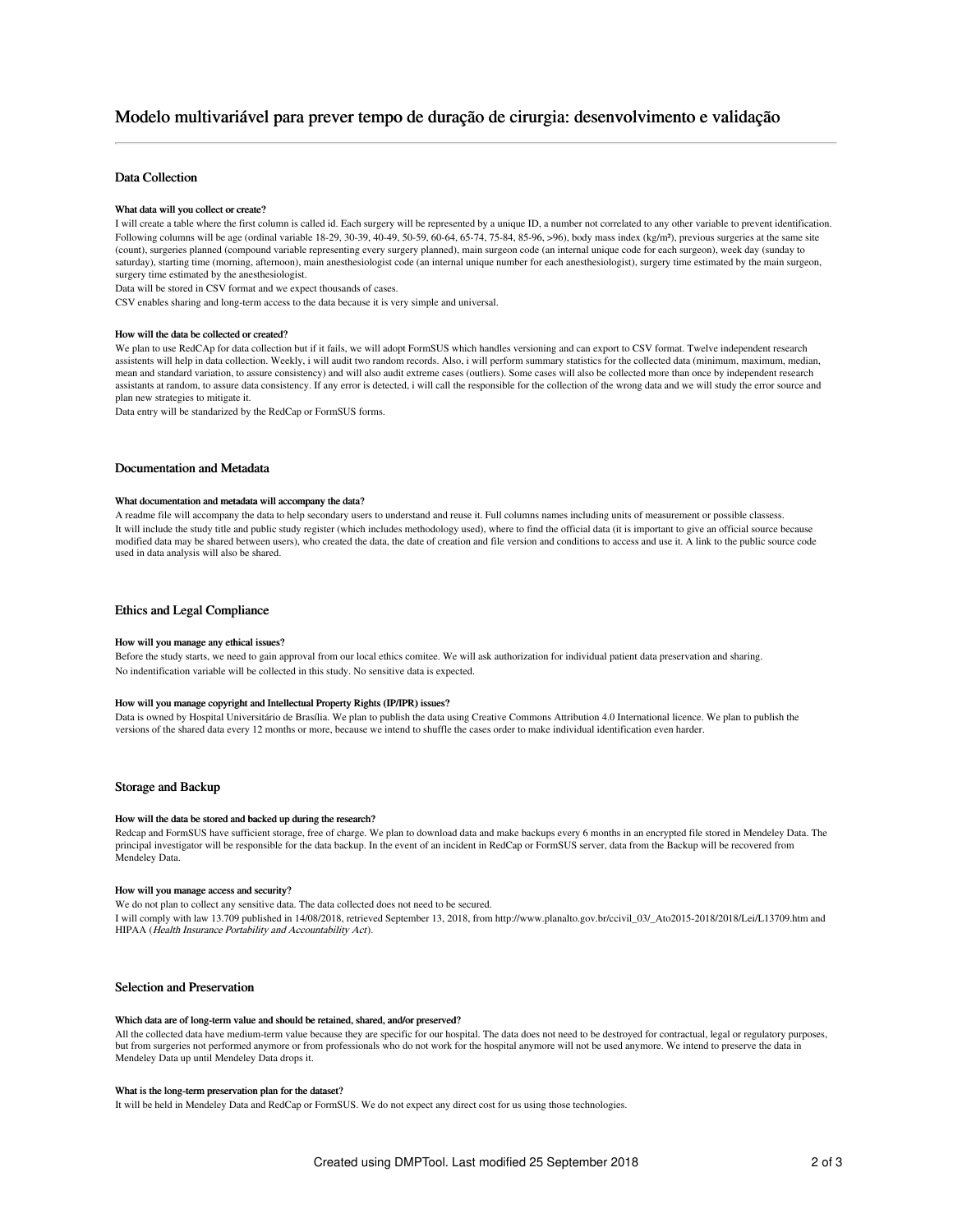# Modelo multivariável para prever tempo de duração de cirurgia: desenvolvimento e validação

## Data Collection

### What data will you collect or create?

I will create a table where the first column is called id. Each surgery will be represented by a unique ID, a number not correlated to any other variable to prevent identification. Following columns will be age (ordinal variable 18-29, 30-39, 40-49, 50-59, 60-64, 65-74, 75-84, 85-96, >96), body mass index (kg/m²), previous surgeries at the same site (count), surgeries planned (compound variable representing every surgery planned), main surgeon code (an internal unique code for each surgeon), week day (sunday to saturday), starting time (morning, afternoon), main anesthesiologist code (an internal unique number for each anesthesiologist), surgery time estimated by the main surgeon, surgery time estimated by the anesthesiologist.

Data will be stored in CSV format and we expect thousands of cases.

CSV enables sharing and long-term access to the data because it is very simple and universal.

### How will the data be collected or created?

We plan to use RedCAp for data collection but if it fails, we will adopt FormSUS which handles versioning and can export to CSV format. Twelve independent research assistents will help in data collection. Weekly, i will audit two random records. Also, i will perform summary statistics for the collected data (minimum, maximum, median, mean and standard variation, to assure consistency) and will also audit extreme cases (outliers). Some cases will also be collected more than once by independent research assistants at random, to assure data consistency. If any error is detected, i will call the responsible for the collection of the wrong data and we will study the error source and plan new strategies to mitigate it.

Data entry will be standarized by the RedCap or FormSUS forms.

## Documentation and Metadata

### What documentation and metadata will accompany the data?

A readme file will accompany the data to help secondary users to understand and reuse it. Full columns names including units of measurement or possible classess.

It will include the study title and public study register (which includes methodology used), where to find the official data (it is important to give an official source because modified data may be shared between users), who created the data, the date of creation and file version and conditions to access and use it. A link to the public source code used in data analysis will also be shared.

## Ethics and Legal Compliance

### How will you manage any ethical issues?

Before the study starts, we need to gain approval from our local ethics comitee. We will ask authorization for individual patient data preservation and sharing.

No indentification variable will be collected in this study. No sensitive data is expected.

### How will you manage copyright and Intellectual Property Rights (IP/IPR) issues?

Data is owned by Hospital Universitário de Brasília. We plan to publish the data using Creative Commons Attribution 4.0 International licence. We plan to publish the versions of the shared data every 12 months or more, because we intend to shuffle the cases order to make individual identification even harder.

## Storage and Backup

### How will the data be stored and backed up during the research?

Redcap and FormSUS have sufficient storage, free of charge. We plan to download data and make backups every 6 months in an encrypted file stored in Mendeley Data. The principal investigator will be responsible for the data backup. In the event of an incident in RedCap or FormSUS server, data from the Backup will be recovered from Mendeley Data.

### How will you manage access and security?

We do not plan to collect any sensitive data. The data collected does not need to be secured.

I will comply with law 13.709 published in 14/08/2018, retrieved September 13, 2018, from http://www.planalto.gov.br/ccivil_03/_Ato2015-2018/2018/Lei/L13709.htm and HIPAA (*Health Insurance Portability and Accountability Act*).

## Selection and Preservation

### Which data are of long-term value and should be retained, shared, and/or preserved?

All the collected data have medium-term value because they are specific for our hospital. The data does not need to be destroyed for contractual, legal or regulatory purposes, but from surgeries not performed anymore or from professionals who do not work for the hospital anymore will not be used anymore. We intend to preserve the data in Mendeley Data up until Mendeley Data drops it.

### What is the long-term preservation plan for the dataset?

It will be held in Mendeley Data and RedCap or FormSUS. We do not expect any direct cost for us using those technologies.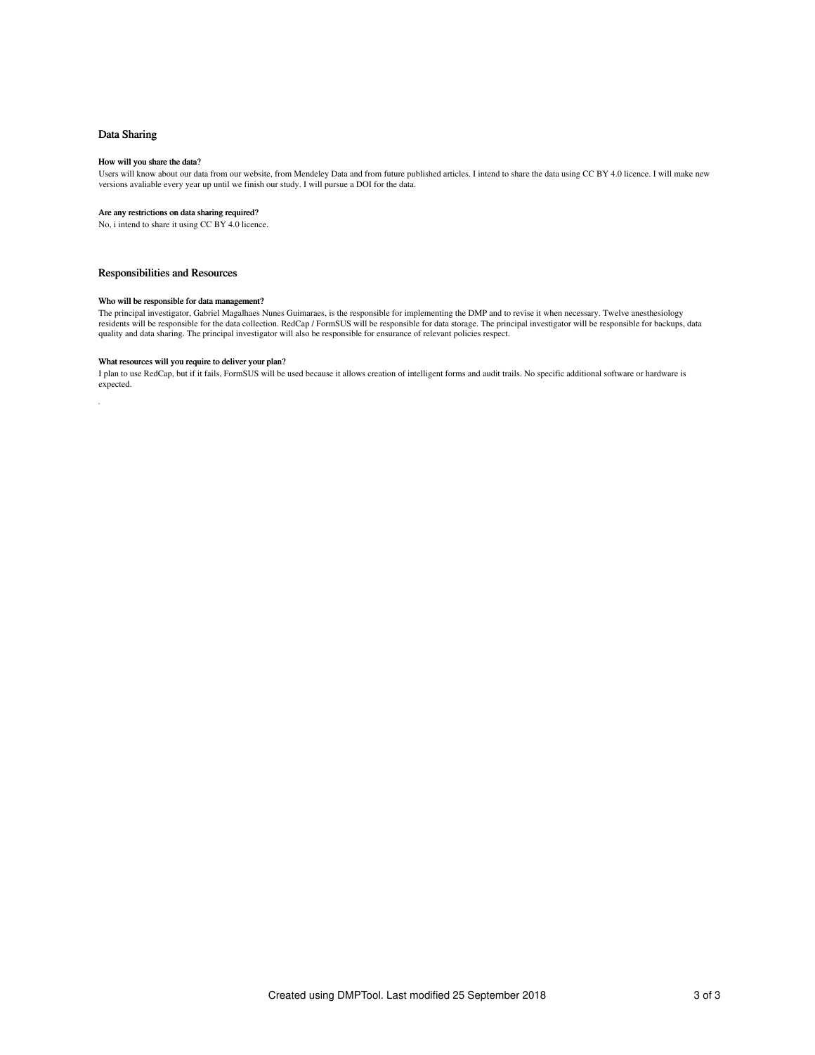## Data Sharing

### How will you share the data?

Users will know about our data from our website, from Mendeley Data and from future published articles. I intend to share the data using CC BY 4.0 licence. I will make new versions avaliable every year up until we finish our study. I will pursue a DOI for the data.

### Are any restrictions on data sharing required?

No, i intend to share it using CC BY 4.0 licence.

## Responsibilities and Resources

### Who will be responsible for data management?

The principal investigator, Gabriel Magalhaes Nunes Guimaraes, is the responsible for implementing the DMP and to revise it when necessary. Twelve anesthesiology residents will be responsible for the data collection. RedCap / FormSUS will be responsible for data storage. The principal investigator will be responsible for backups, data quality and data sharing. The principal investigator will also be responsible for ensurance of relevant policies respect.

### What resources will you require to deliver your plan?

I plan to use RedCap, but if it fails, FormSUS will be used because it allows creation of intelligent forms and audit trails. No specific additional software or hardware is expected.